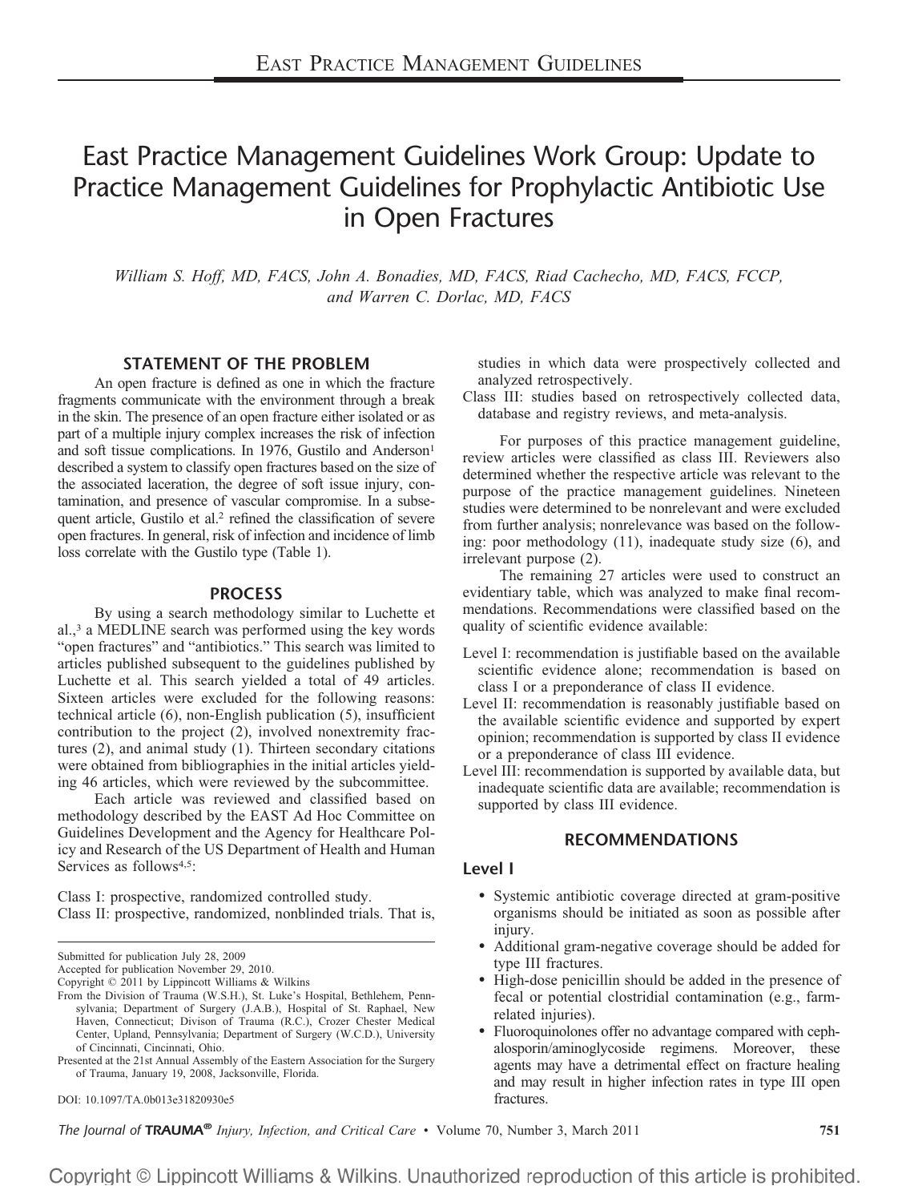# East Practice Management Guidelines Work Group: Update to Practice Management Guidelines for Prophylactic Antibiotic Use in Open Fractures

*William S. Hoff, MD, FACS, John A. Bonadies, MD, FACS, Riad Cachecho, MD, FACS, FCCP, and Warren C. Dorlac, MD, FACS*

## STATEMENT OF THE PROBLEM

An open fracture is defined as one in which the fracture fragments communicate with the environment through a break in the skin. The presence of an open fracture either isolated or as part of a multiple injury complex increases the risk of infection and soft tissue complications. In 1976, Gustilo and Anderson[1] described a system to classify open fractures based on the size of the associated laceration, the degree of soft issue injury, contamination, and presence of vascular compromise. In a subsequent article, Gustilo et al.[2] refined the classification of severe open fractures. In general, risk of infection and incidence of limb loss correlate with the Gustilo type (Table 1).

## PROCESS

By using a search methodology similar to Luchette et al.,[3] a MEDLINE search was performed using the key words "open fractures" and "antibiotics." This search was limited to articles published subsequent to the guidelines published by Luchette et al. This search yielded a total of 49 articles. Sixteen articles were excluded for the following reasons: technical article (6), non-English publication (5), insufficient contribution to the project (2), involved nonextremity fractures (2), and animal study (1). Thirteen secondary citations were obtained from bibliographies in the initial articles yielding 46 articles, which were reviewed by the subcommittee.

Each article was reviewed and classified based on methodology described by the EAST Ad Hoc Committee on Guidelines Development and the Agency for Healthcare Policy and Research of the US Department of Health and Human Services as follows[4,5]:

Class I: prospective, randomized controlled study.
Class II: prospective, randomized, nonblinded trials. That is, studies in which data were prospectively collected and analyzed retrospectively.
Class III: studies based on retrospectively collected data, database and registry reviews, and meta-analysis.

For purposes of this practice management guideline, review articles were classified as class III. Reviewers also determined whether the respective article was relevant to the purpose of the practice management guidelines. Nineteen studies were determined to be nonrelevant and were excluded from further analysis; nonrelevance was based on the following: poor methodology (11), inadequate study size (6), and irrelevant purpose (2).

The remaining 27 articles were used to construct an evidentiary table, which was analyzed to make final recommendations. Recommendations were classified based on the quality of scientific evidence available:

Level I: recommendation is justifiable based on the available scientific evidence alone; recommendation is based on class I or a preponderance of class II evidence.
Level II: recommendation is reasonably justifiable based on the available scientific evidence and supported by expert opinion; recommendation is supported by class II evidence or a preponderance of class III evidence.
Level III: recommendation is supported by available data, but inadequate scientific data are available; recommendation is supported by class III evidence.

## RECOMMENDATIONS

### Level I

- Systemic antibiotic coverage directed at gram-positive organisms should be initiated as soon as possible after injury.
- Additional gram-negative coverage should be added for type III fractures.
- High-dose penicillin should be added in the presence of fecal or potential clostridial contamination (e.g., farm-related injuries).
- Fluoroquinolones offer no advantage compared with cephalosporin/aminoglycoside regimens. Moreover, these agents may have a detrimental effect on fracture healing and may result in higher infection rates in type III open fractures.

---

Submitted for publication July 28, 2009
Accepted for publication November 29, 2010.
Copyright © 2011 by Lippincott Williams & Wilkins
From the Division of Trauma (W.S.H.), St. Luke's Hospital, Bethlehem, Pennsylvania; Department of Surgery (J.A.B.), Hospital of St. Raphael, New Haven, Connecticut; Divison of Trauma (R.C.), Crozer Chester Medical Center, Upland, Pennsylvania; Department of Surgery (W.C.D.), University of Cincinnati, Cincinnati, Ohio.
Presented at the 21st Annual Assembly of the Eastern Association for the Surgery of Trauma, January 19, 2008, Jacksonville, Florida.

DOI: 10.1097/TA.0b013e31820930e5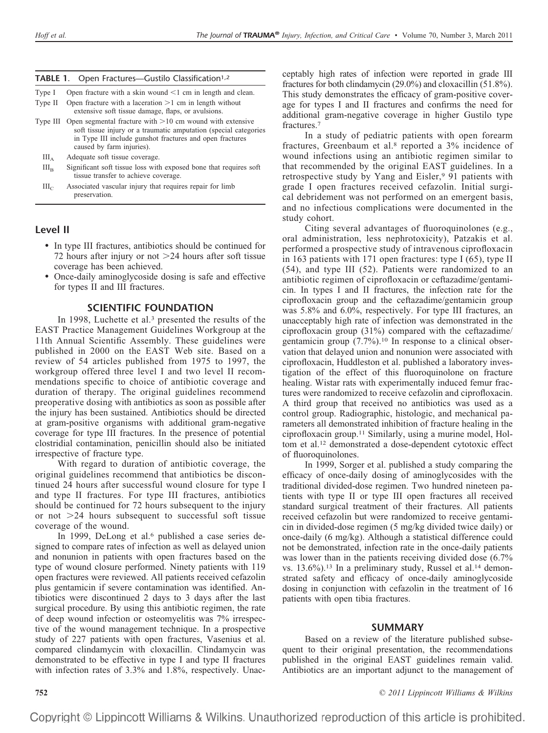**TABLE 1.** Open Fractures—Gustilo Classification[1,2]

| | |
|---|---|
| Type I | Open fracture with a skin wound <1 cm in length and clean. |
| Type II | Open fracture with a laceration >1 cm in length without extensive soft tissue damage, flaps, or avulsions. |
| Type III | Open segmental fracture with >10 cm wound with extensive soft tissue injury or a traumatic amputation (special categories in Type III include gunshot fractures and open fractures caused by farm injuries). |
| $III_A$ | Adequate soft tissue coverage. |
| $III_B$ | Significant soft tissue loss with exposed bone that requires soft tissue transfer to achieve coverage. |
| $III_C$ | Associated vascular injury that requires repair for limb preservation. |

## Level II

- In type III fractures, antibiotics should be continued for 72 hours after injury or not >24 hours after soft tissue coverage has been achieved.
- Once-daily aminoglycoside dosing is safe and effective for types II and III fractures.

## SCIENTIFIC FOUNDATION

In 1998, Luchette et al.[3] presented the results of the EAST Practice Management Guidelines Workgroup at the 11th Annual Scientific Assembly. These guidelines were published in 2000 on the EAST Web site. Based on a review of 54 articles published from 1975 to 1997, the workgroup offered three level I and two level II recommendations specific to choice of antibiotic coverage and duration of therapy. The original guidelines recommend preoperative dosing with antibiotics as soon as possible after the injury has been sustained. Antibiotics should be directed at gram-positive organisms with additional gram-negative coverage for type III fractures. In the presence of potential clostridial contamination, penicillin should also be initiated irrespective of fracture type.

With regard to duration of antibiotic coverage, the original guidelines recommend that antibiotics be discontinued 24 hours after successful wound closure for type I and type II fractures. For type III fractures, antibiotics should be continued for 72 hours subsequent to the injury or not >24 hours subsequent to successful soft tissue coverage of the wound.

In 1999, DeLong et al.[6] published a case series designed to compare rates of infection as well as delayed union and nonunion in patients with open fractures based on the type of wound closure performed. Ninety patients with 119 open fractures were reviewed. All patients received cefazolin plus gentamicin if severe contamination was identified. Antibiotics were discontinued 2 days to 3 days after the last surgical procedure. By using this antibiotic regimen, the rate of deep wound infection or osteomyelitis was 7% irrespective of the wound management technique. In a prospective study of 227 patients with open fractures, Vasenius et al. compared clindamycin with cloxacillin. Clindamycin was demonstrated to be effective in type I and type II fractures with infection rates of 3.3% and 1.8%, respectively. Unacceptably high rates of infection were reported in grade III fractures for both clindamycin (29.0%) and cloxacillin (51.8%). This study demonstrates the efficacy of gram-positive coverage for types I and II fractures and confirms the need for additional gram-negative coverage in higher Gustilo type fractures.[7]

In a study of pediatric patients with open forearm fractures, Greenbaum et al.[8] reported a 3% incidence of wound infections using an antibiotic regimen similar to that recommended by the original EAST guidelines. In a retrospective study by Yang and Eisler,[9] 91 patients with grade I open fractures received cefazolin. Initial surgical debridement was not performed on an emergent basis, and no infectious complications were documented in the study cohort.

Citing several advantages of fluoroquinolones (e.g., oral administration, less nephrotoxicity), Patzakis et al. performed a prospective study of intravenous ciprofloxacin in 163 patients with 171 open fractures: type I (65), type II (54), and type III (52). Patients were randomized to an antibiotic regimen of ciprofloxacin or ceftazadime/gentamicin. In types I and II fractures, the infection rate for the ciprofloxacin group and the ceftazadime/gentamicin group was 5.8% and 6.0%, respectively. For type III fractures, an unacceptably high rate of infection was demonstrated in the ciprofloxacin group (31%) compared with the ceftazadime/gentamicin group (7.7%).[10] In response to a clinical observation that delayed union and nonunion were associated with ciprofloxacin, Huddleston et al. published a laboratory investigation of the effect of this fluoroquinolone on fracture healing. Wistar rats with experimentally induced femur fractures were randomized to receive cefazolin and ciprofloxacin. A third group that received no antibiotics was used as a control group. Radiographic, histologic, and mechanical parameters all demonstrated inhibition of fracture healing in the ciprofloxacin group.[11] Similarly, using a murine model, Holtom et al.[12] demonstrated a dose-dependent cytotoxic effect of fluoroquinolones.

In 1999, Sorger et al. published a study comparing the efficacy of once-daily dosing of aminoglycosides with the traditional divided-dose regimen. Two hundred nineteen patients with type II or type III open fractures all received standard surgical treatment of their fractures. All patients received cefazolin but were randomized to receive gentamicin in divided-dose regimen (5 mg/kg divided twice daily) or once-daily (6 mg/kg). Although a statistical difference could not be demonstrated, infection rate in the once-daily patients was lower than in the patients receiving divided dose (6.7% vs. 13.6%).[13] In a preliminary study, Russel et al.[14] demonstrated safety and efficacy of once-daily aminoglycoside dosing in conjunction with cefazolin in the treatment of 16 patients with open tibia fractures.

## SUMMARY

Based on a review of the literature published subsequent to their original presentation, the recommendations published in the original EAST guidelines remain valid. Antibiotics are an important adjunct to the management of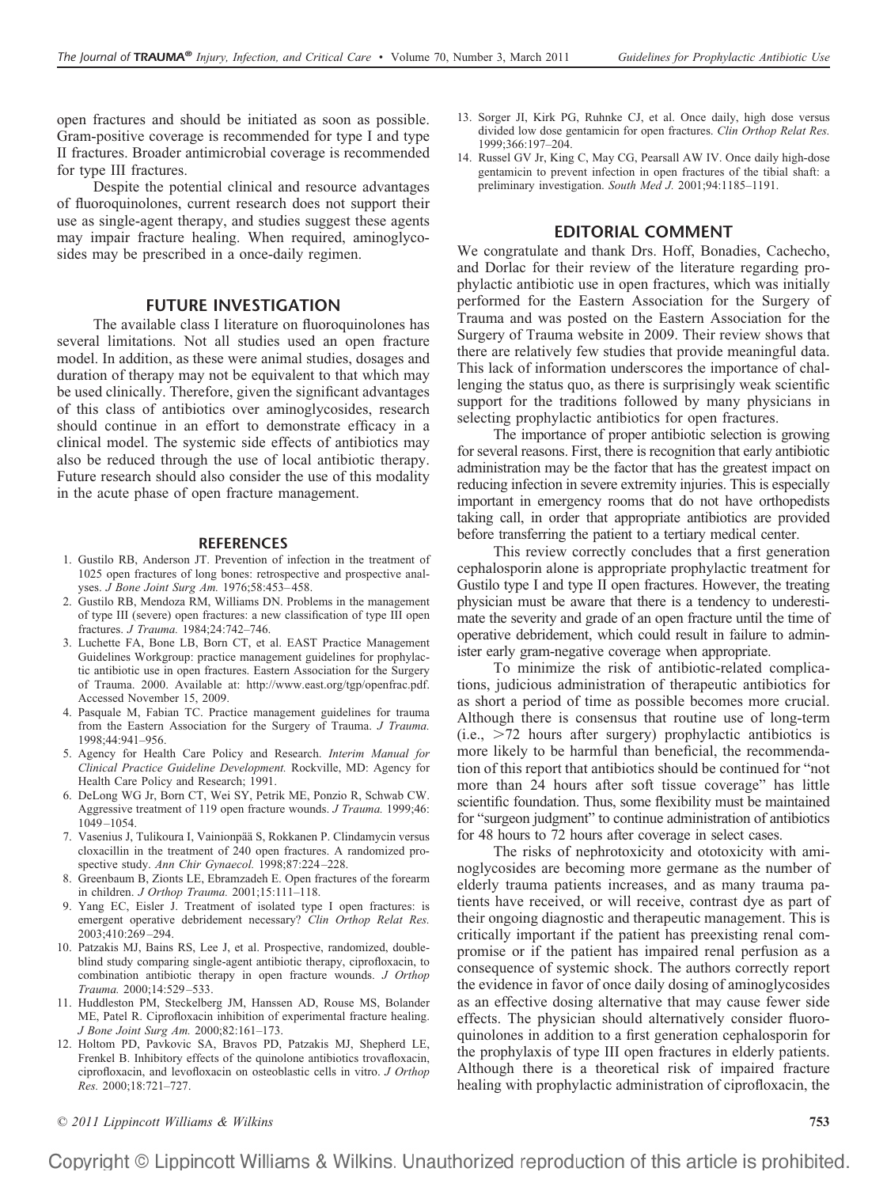open fractures and should be initiated as soon as possible. Gram-positive coverage is recommended for type I and type II fractures. Broader antimicrobial coverage is recommended for type III fractures.

Despite the potential clinical and resource advantages of fluoroquinolones, current research does not support their use as single-agent therapy, and studies suggest these agents may impair fracture healing. When required, aminoglycosides may be prescribed in a once-daily regimen.

## FUTURE INVESTIGATION

The available class I literature on fluoroquinolones has several limitations. Not all studies used an open fracture model. In addition, as these were animal studies, dosages and duration of therapy may not be equivalent to that which may be used clinically. Therefore, given the significant advantages of this class of antibiotics over aminoglycosides, research should continue in an effort to demonstrate efficacy in a clinical model. The systemic side effects of antibiotics may also be reduced through the use of local antibiotic therapy. Future research should also consider the use of this modality in the acute phase of open fracture management.

## REFERENCES

1. Gustilo RB, Anderson JT. Prevention of infection in the treatment of 1025 open fractures of long bones: retrospective and prospective analyses. *J Bone Joint Surg Am.* 1976;58:453–458.
2. Gustilo RB, Mendoza RM, Williams DN. Problems in the management of type III (severe) open fractures: a new classification of type III open fractures. *J Trauma.* 1984;24:742–746.
3. Luchette FA, Bone LB, Born CT, et al. EAST Practice Management Guidelines Workgroup: practice management guidelines for prophylactic antibiotic use in open fractures. Eastern Association for the Surgery of Trauma. 2000. Available at: http://www.east.org/tgp/openfrac.pdf. Accessed November 15, 2009.
4. Pasquale M, Fabian TC. Practice management guidelines for trauma from the Eastern Association for the Surgery of Trauma. *J Trauma.* 1998;44:941–956.
5. Agency for Health Care Policy and Research. *Interim Manual for Clinical Practice Guideline Development.* Rockville, MD: Agency for Health Care Policy and Research; 1991.
6. DeLong WG Jr, Born CT, Wei SY, Petrik ME, Ponzio R, Schwab CW. Aggressive treatment of 119 open fracture wounds. *J Trauma.* 1999;46:1049–1054.
7. Vasenius J, Tulikoura I, Vainionpää S, Rokkanen P. Clindamycin versus cloxacillin in the treatment of 240 open fractures. A randomized prospective study. *Ann Chir Gynaecol.* 1998;87:224–228.
8. Greenbaum B, Zionts LE, Ebramzadeh E. Open fractures of the forearm in children. *J Orthop Trauma.* 2001;15:111–118.
9. Yang EC, Eisler J. Treatment of isolated type I open fractures: is emergent operative debridement necessary? *Clin Orthop Relat Res.* 2003;410:269–294.
10. Patzakis MJ, Bains RS, Lee J, et al. Prospective, randomized, double-blind study comparing single-agent antibiotic therapy, ciprofloxacin, to combination antibiotic therapy in open fracture wounds. *J Orthop Trauma.* 2000;14:529–533.
11. Huddleston PM, Steckelberg JM, Hanssen AD, Rouse MS, Bolander ME, Patel R. Ciprofloxacin inhibition of experimental fracture healing. *J Bone Joint Surg Am.* 2000;82:161–173.
12. Holtom PD, Pavkovic SA, Bravos PD, Patzakis MJ, Shepherd LE, Frenkel B. Inhibitory effects of the quinolone antibiotics trovafloxacin, ciprofloxacin, and levofloxacin on osteoblastic cells in vitro. *J Orthop Res.* 2000;18:721–727.
13. Sorger JI, Kirk PG, Ruhnke CJ, et al. Once daily, high dose versus divided low dose gentamicin for open fractures. *Clin Orthop Relat Res.* 1999;366:197–204.
14. Russel GV Jr, King C, May CG, Pearsall AW IV. Once daily high-dose gentamicin to prevent infection in open fractures of the tibial shaft: a preliminary investigation. *South Med J.* 2001;94:1185–1191.

## EDITORIAL COMMENT

We congratulate and thank Drs. Hoff, Bonadies, Cachecho, and Dorlac for their review of the literature regarding prophylactic antibiotic use in open fractures, which was initially performed for the Eastern Association for the Surgery of Trauma and was posted on the Eastern Association for the Surgery of Trauma website in 2009. Their review shows that there are relatively few studies that provide meaningful data. This lack of information underscores the importance of challenging the status quo, as there is surprisingly weak scientific support for the traditions followed by many physicians in selecting prophylactic antibiotics for open fractures.

The importance of proper antibiotic selection is growing for several reasons. First, there is recognition that early antibiotic administration may be the factor that has the greatest impact on reducing infection in severe extremity injuries. This is especially important in emergency rooms that do not have orthopedists taking call, in order that appropriate antibiotics are provided before transferring the patient to a tertiary medical center.

This review correctly concludes that a first generation cephalosporin alone is appropriate prophylactic treatment for Gustilo type I and type II open fractures. However, the treating physician must be aware that there is a tendency to underestimate the severity and grade of an open fracture until the time of operative debridement, which could result in failure to administer early gram-negative coverage when appropriate.

To minimize the risk of antibiotic-related complications, judicious administration of therapeutic antibiotics for as short a period of time as possible becomes more crucial. Although there is consensus that routine use of long-term (i.e., >72 hours after surgery) prophylactic antibiotics is more likely to be harmful than beneficial, the recommendation of this report that antibiotics should be continued for "not more than 24 hours after soft tissue coverage" has little scientific foundation. Thus, some flexibility must be maintained for "surgeon judgment" to continue administration of antibiotics for 48 hours to 72 hours after coverage in select cases.

The risks of nephrotoxicity and ototoxicity with aminoglycosides are becoming more germane as the number of elderly trauma patients increases, and as many trauma patients have received, or will receive, contrast dye as part of their ongoing diagnostic and therapeutic management. This is critically important if the patient has preexisting renal compromise or if the patient has impaired renal perfusion as a consequence of systemic shock. The authors correctly report the evidence in favor of once daily dosing of aminoglycosides as an effective dosing alternative that may cause fewer side effects. The physician should alternatively consider fluoroquinolones in addition to a first generation cephalosporin for the prophylaxis of type III open fractures in elderly patients. Although there is a theoretical risk of impaired fracture healing with prophylactic administration of ciprofloxacin, the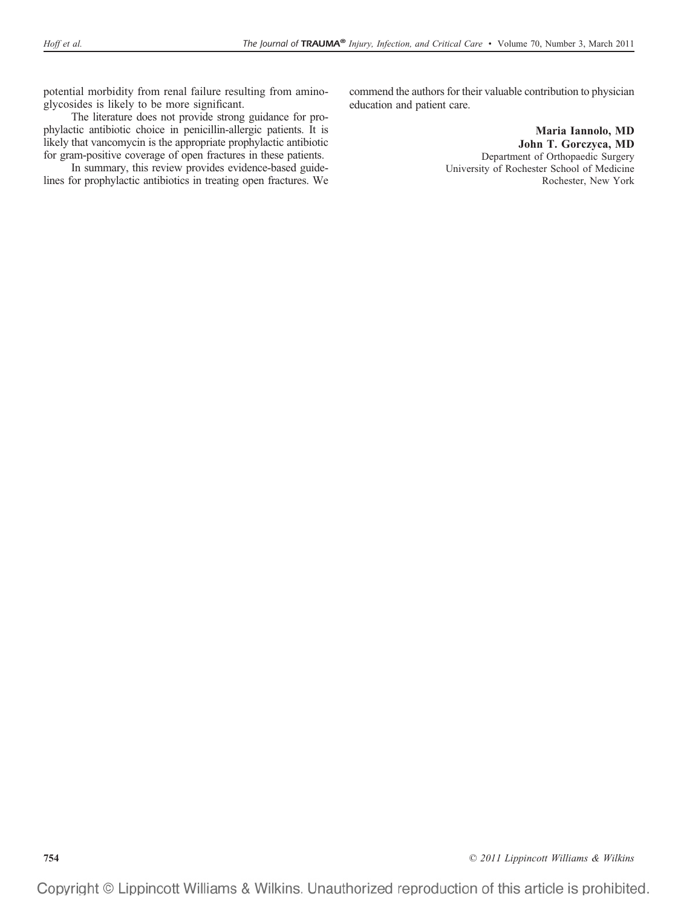potential morbidity from renal failure resulting from aminoglycosides is likely to be more significant.

The literature does not provide strong guidance for prophylactic antibiotic choice in penicillin-allergic patients. It is likely that vancomycin is the appropriate prophylactic antibiotic for gram-positive coverage of open fractures in these patients.

In summary, this review provides evidence-based guidelines for prophylactic antibiotics in treating open fractures. We commend the authors for their valuable contribution to physician education and patient care.

**Maria Iannolo, MD**
**John T. Gorczyca, MD**
Department of Orthopaedic Surgery
University of Rochester School of Medicine
Rochester, New York